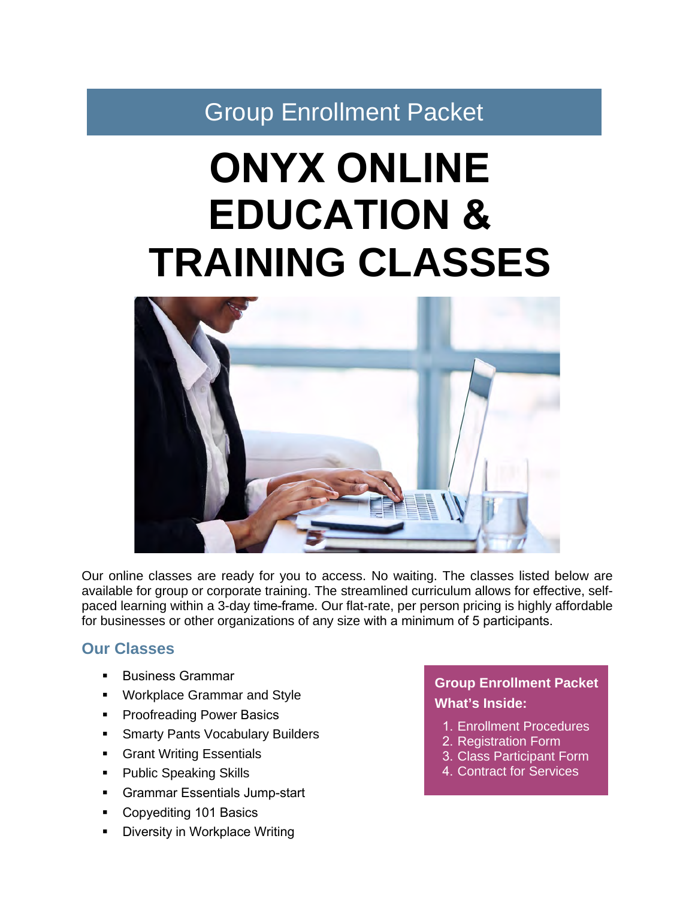Group Enrollment Packet

# ONYX ONLINE EDUCATION & TRAINING CLASSES

Our online classes are ready for you to access. No waiting. The classes listed below are available for group or corporate training. The streamlined curriculum allows for effective, self-paced learning within a 3-day time-frame. Our flat-rate, per person pricing is highly affordable for businesses or other organizations of any size with a minimum of 5 participants.

## Our Classes

- Business Grammar
- Workplace Grammar and Style
- Proofreading Power Basics
- Smarty Pants Vocabulary Builders
- Grant Writing Essentials
- Public Speaking Skills
- Grammar Essentials Jump-start
- Copyediting 101 Basics
- Diversity in Workplace Writing

**Group Enrollment Packet What's Inside:**

1. Enrollment Procedures
2. Registration Form
3. Class Participant Form
4. Contract for Services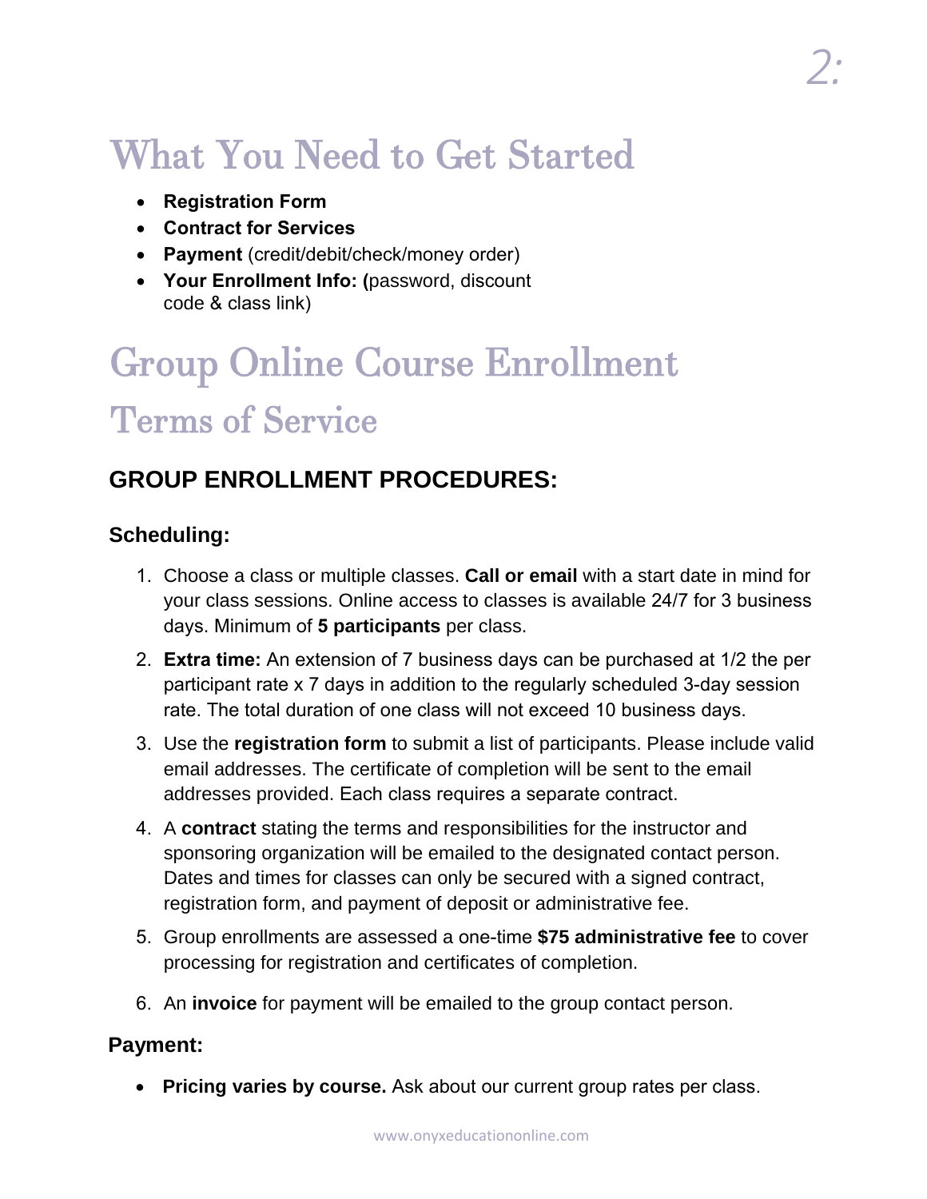# What You Need to Get Started

- **Registration Form**
- **Contract for Services**
- **Payment** (credit/debit/check/money order)
- **Your Enrollment Info: (**password, discount code & class link)

# Group Online Course Enrollment

## Terms of Service

### GROUP ENROLLMENT PROCEDURES:

#### Scheduling:

1. Choose a class or multiple classes. **Call or email** with a start date in mind for your class sessions. Online access to classes is available 24/7 for 3 business days. Minimum of **5 participants** per class.
2. **Extra time:** An extension of 7 business days can be purchased at 1/2 the per participant rate x 7 days in addition to the regularly scheduled 3-day session rate. The total duration of one class will not exceed 10 business days.
3. Use the **registration form** to submit a list of participants. Please include valid email addresses. The certificate of completion will be sent to the email addresses provided. Each class requires a separate contract.
4. A **contract** stating the terms and responsibilities for the instructor and sponsoring organization will be emailed to the designated contact person. Dates and times for classes can only be secured with a signed contract, registration form, and payment of deposit or administrative fee.
5. Group enrollments are assessed a one-time **$75 administrative fee** to cover processing for registration and certificates of completion.
6. An **invoice** for payment will be emailed to the group contact person.

#### Payment:

- **Pricing varies by course.** Ask about our current group rates per class.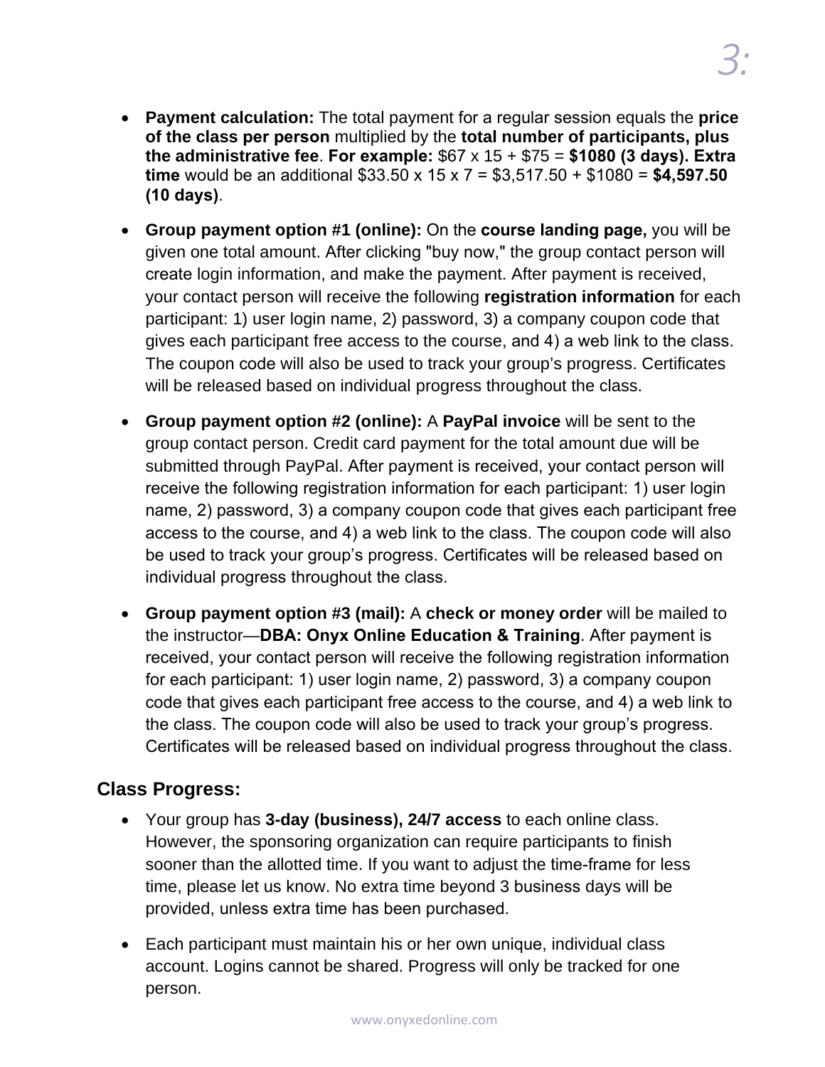- **Payment calculation:** The total payment for a regular session equals the **price of the class per person** multiplied by the **total number of participants, plus the administrative fee**. **For example:** $67 x 15 + $75 = **$1080 (3 days). Extra time** would be an additional $33.50 x 15 x 7 = $3,517.50 + $1080 = **$4,597.50 (10 days)**.

- **Group payment option #1 (online):** On the **course landing page,** you will be given one total amount. After clicking "buy now," the group contact person will create login information, and make the payment. After payment is received, your contact person will receive the following **registration information** for each participant: 1) user login name, 2) password, 3) a company coupon code that gives each participant free access to the course, and 4) a web link to the class. The coupon code will also be used to track your group's progress. Certificates will be released based on individual progress throughout the class.

- **Group payment option #2 (online):** A **PayPal invoice** will be sent to the group contact person. Credit card payment for the total amount due will be submitted through PayPal. After payment is received, your contact person will receive the following registration information for each participant: 1) user login name, 2) password, 3) a company coupon code that gives each participant free access to the course, and 4) a web link to the class. The coupon code will also be used to track your group's progress. Certificates will be released based on individual progress throughout the class.

- **Group payment option #3 (mail):** A **check or money order** will be mailed to the instructor—**DBA: Onyx Online Education & Training**. After payment is received, your contact person will receive the following registration information for each participant: 1) user login name, 2) password, 3) a company coupon code that gives each participant free access to the course, and 4) a web link to the class. The coupon code will also be used to track your group's progress. Certificates will be released based on individual progress throughout the class.

## Class Progress:

- Your group has **3-day (business), 24/7 access** to each online class. However, the sponsoring organization can require participants to finish sooner than the allotted time. If you want to adjust the time-frame for less time, please let us know. No extra time beyond 3 business days will be provided, unless extra time has been purchased.

- Each participant must maintain his or her own unique, individual class account. Logins cannot be shared. Progress will only be tracked for one person.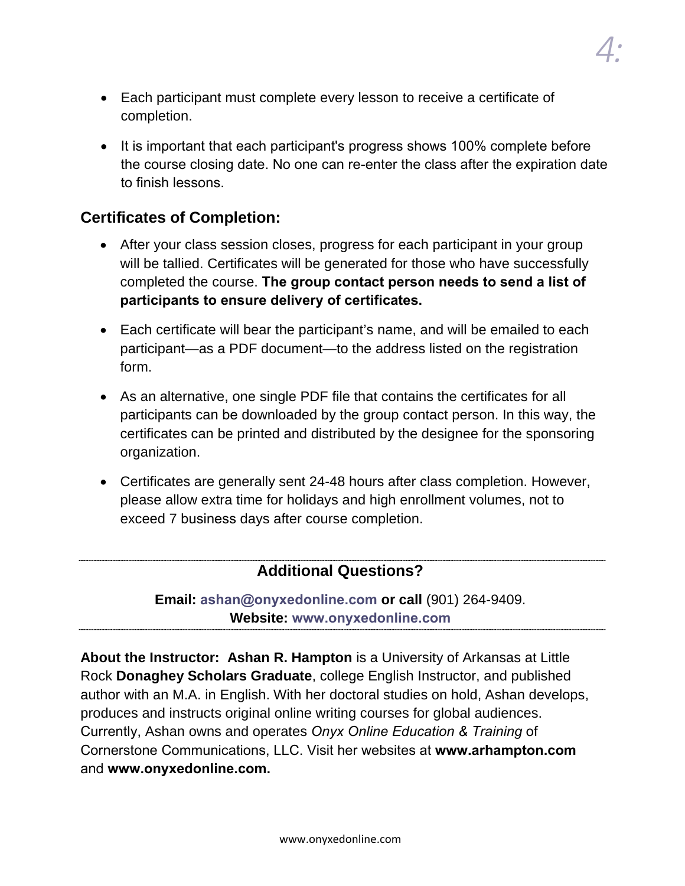- Each participant must complete every lesson to receive a certificate of completion.
- It is important that each participant's progress shows 100% complete before the course closing date. No one can re-enter the class after the expiration date to finish lessons.

## Certificates of Completion:

- After your class session closes, progress for each participant in your group will be tallied. Certificates will be generated for those who have successfully completed the course. **The group contact person needs to send a list of participants to ensure delivery of certificates.**
- Each certificate will bear the participant's name, and will be emailed to each participant—as a PDF document—to the address listed on the registration form.
- As an alternative, one single PDF file that contains the certificates for all participants can be downloaded by the group contact person. In this way, the certificates can be printed and distributed by the designee for the sponsoring organization.
- Certificates are generally sent 24-48 hours after class completion. However, please allow extra time for holidays and high enrollment volumes, not to exceed 7 business days after course completion.

---

## Additional Questions?

**Email: ashan@onyxedonline.com or call** (901) 264-9409.
**Website: www.onyxedonline.com**

---

**About the Instructor: Ashan R. Hampton** is a University of Arkansas at Little Rock **Donaghey Scholars Graduate**, college English Instructor, and published author with an M.A. in English. With her doctoral studies on hold, Ashan develops, produces and instructs original online writing courses for global audiences. Currently, Ashan owns and operates *Onyx Online Education & Training* of Cornerstone Communications, LLC. Visit her websites at **www.arhampton.com** and **www.onyxedonline.com.**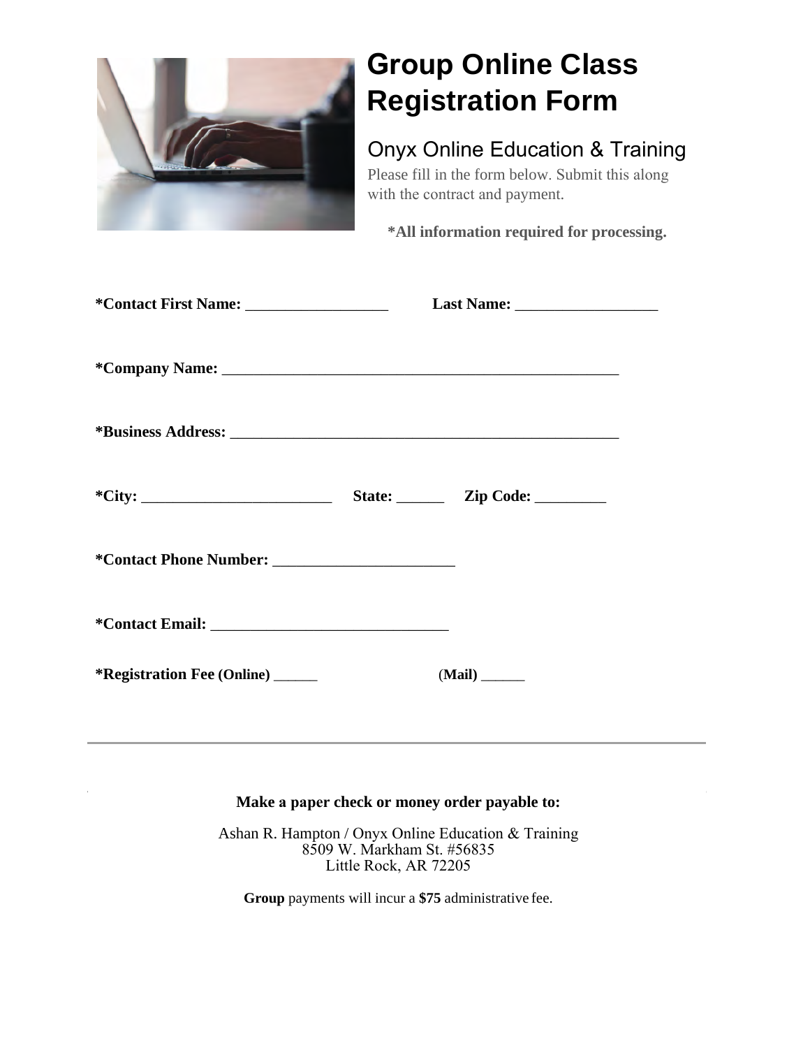# Group Online Class Registration Form

## Onyx Online Education & Training

Please fill in the form below. Submit this along with the contract and payment.

**\*All information required for processing.**

**\*Contact First Name:** __________________ **Last Name:** __________________

**\*Company Name:** ____________________________________________________

**\*Business Address:** __________________________________________________

**\*City:** ________________________ **State:** ______ **Zip Code:** _________

**\*Contact Phone Number:** _______________________

**\*Contact Email:** ______________________________

**\*Registration Fee (Online)** ______ (**Mail)** ______

---

**Make a paper check or money order payable to:**

Ashan R. Hampton / Onyx Online Education & Training
8509 W. Markham St. #56835
Little Rock, AR 72205

**Group** payments will incur a **$75** administrative fee.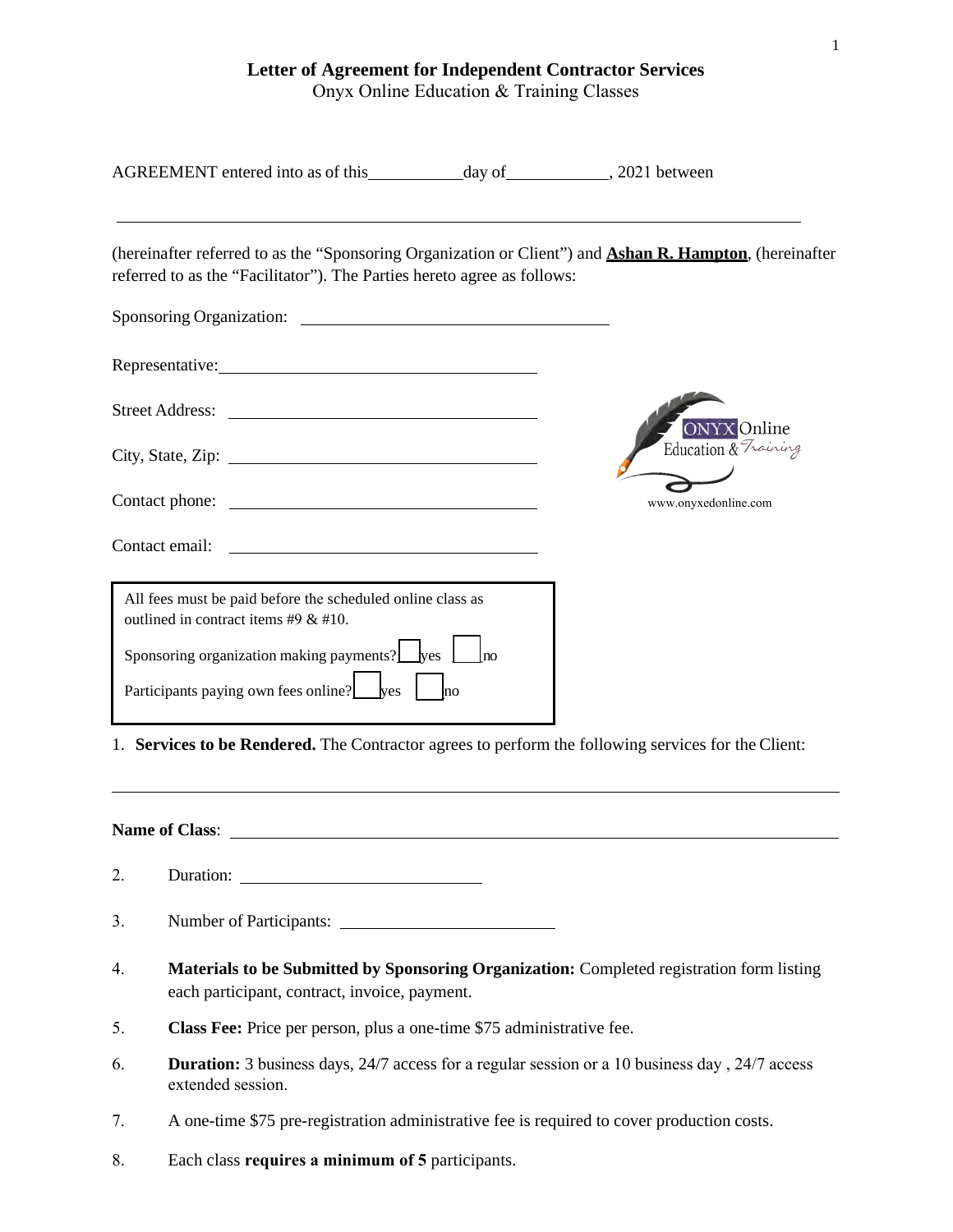**Letter of Agreement for Independent Contractor Services**
Onyx Online Education & Training Classes

AGREEMENT entered into as of this___________day of____________, 2021 between

_______________________________________________________________________________

(hereinafter referred to as the "Sponsoring Organization or Client") and **Ashan R. Hampton**, (hereinafter referred to as the "Facilitator"). The Parties hereto agree as follows:

Sponsoring Organization: ____________________________________

Representative: ____________________________________

Street Address: ____________________________________

City, State, Zip: ____________________________________

Contact phone: ____________________________________

Contact email: ____________________________________

ONYX Online Education & Training
www.onyxedonline.com

All fees must be paid before the scheduled online class as outlined in contract items #9 & #10.

Sponsoring organization making payments? ☐ yes ☐ no

Participants paying own fees online? ☐ yes ☐ no

1. **Services to be Rendered.** The Contractor agrees to perform the following services for the Client:

_______________________________________________________________________________

**Name of Class**: ____________________________________________________________

2. Duration: ____________________________

3. Number of Participants: __________________________

4. **Materials to be Submitted by Sponsoring Organization:** Completed registration form listing each participant, contract, invoice, payment.

5. **Class Fee:** Price per person, plus a one-time $75 administrative fee.

6. **Duration:** 3 business days, 24/7 access for a regular session or a 10 business day , 24/7 access extended session.

7. A one-time $75 pre-registration administrative fee is required to cover production costs.

8. Each class **requires a minimum of 5** participants.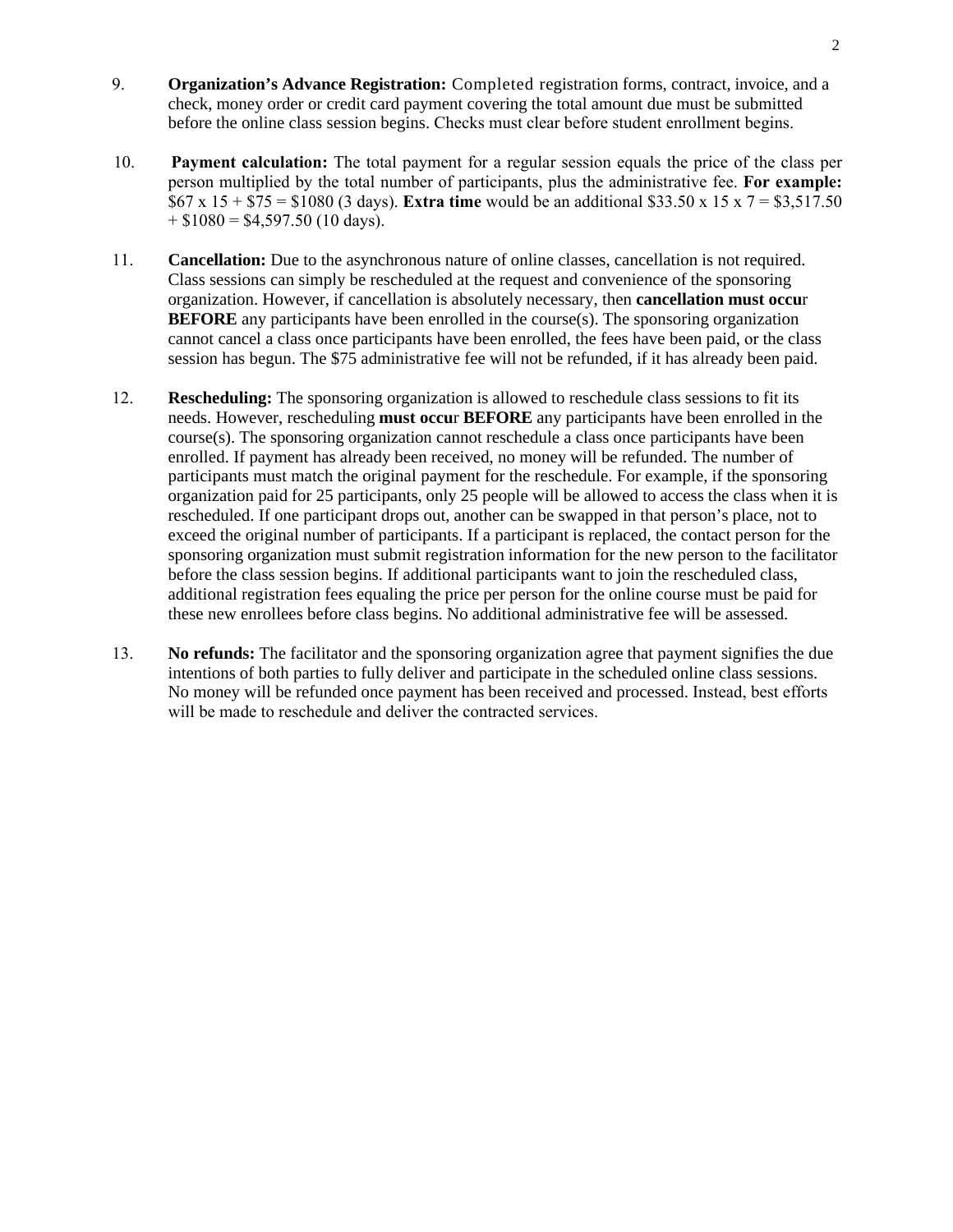9. **Organization's Advance Registration:** Completed registration forms, contract, invoice, and a check, money order or credit card payment covering the total amount due must be submitted before the online class session begins. Checks must clear before student enrollment begins.

10. **Payment calculation:** The total payment for a regular session equals the price of the class per person multiplied by the total number of participants, plus the administrative fee. **For example:** $67 x 15 + $75 = $1080 (3 days). **Extra time** would be an additional $33.50 x 15 x 7 = $3,517.50 + $1080 = $4,597.50 (10 days).

11. **Cancellation:** Due to the asynchronous nature of online classes, cancellation is not required. Class sessions can simply be rescheduled at the request and convenience of the sponsoring organization. However, if cancellation is absolutely necessary, then **cancellation must occur BEFORE** any participants have been enrolled in the course(s). The sponsoring organization cannot cancel a class once participants have been enrolled, the fees have been paid, or the class session has begun. The $75 administrative fee will not be refunded, if it has already been paid.

12. **Rescheduling:** The sponsoring organization is allowed to reschedule class sessions to fit its needs. However, rescheduling **must occur BEFORE** any participants have been enrolled in the course(s). The sponsoring organization cannot reschedule a class once participants have been enrolled. If payment has already been received, no money will be refunded. The number of participants must match the original payment for the reschedule. For example, if the sponsoring organization paid for 25 participants, only 25 people will be allowed to access the class when it is rescheduled. If one participant drops out, another can be swapped in that person's place, not to exceed the original number of participants. If a participant is replaced, the contact person for the sponsoring organization must submit registration information for the new person to the facilitator before the class session begins. If additional participants want to join the rescheduled class, additional registration fees equaling the price per person for the online course must be paid for these new enrollees before class begins. No additional administrative fee will be assessed.

13. **No refunds:** The facilitator and the sponsoring organization agree that payment signifies the due intentions of both parties to fully deliver and participate in the scheduled online class sessions. No money will be refunded once payment has been received and processed. Instead, best efforts will be made to reschedule and deliver the contracted services.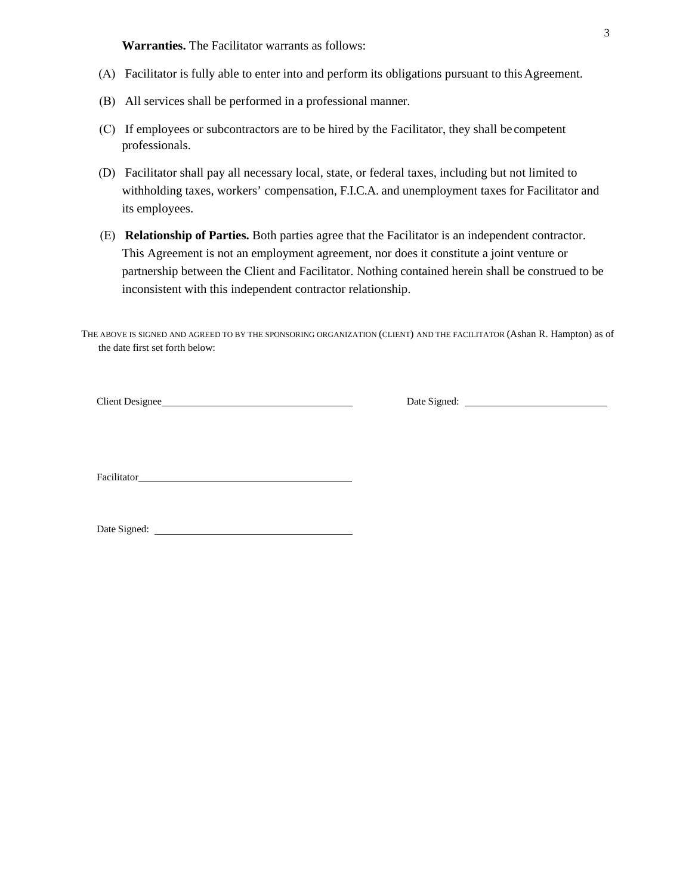**Warranties.** The Facilitator warrants as follows:

(A) Facilitator is fully able to enter into and perform its obligations pursuant to this Agreement.

(B) All services shall be performed in a professional manner.

(C) If employees or subcontractors are to be hired by the Facilitator, they shall be competent professionals.

(D) Facilitator shall pay all necessary local, state, or federal taxes, including but not limited to withholding taxes, workers' compensation, F.I.C.A. and unemployment taxes for Facilitator and its employees.

(E) **Relationship of Parties.** Both parties agree that the Facilitator is an independent contractor. This Agreement is not an employment agreement, nor does it constitute a joint venture or partnership between the Client and Facilitator. Nothing contained herein shall be construed to be inconsistent with this independent contractor relationship.

THE ABOVE IS SIGNED AND AGREED TO BY THE SPONSORING ORGANIZATION (CLIENT) AND THE FACILITATOR (Ashan R. Hampton) as of the date first set forth below:

Client Designee\_\_\_\_\_\_\_\_\_\_\_\_\_\_\_\_\_\_\_\_\_\_\_\_\_\_\_\_\_\_\_\_ Date Signed: \_\_\_\_\_\_\_\_\_\_\_\_\_\_\_\_\_\_\_\_\_\_\_\_

Facilitator\_\_\_\_\_\_\_\_\_\_\_\_\_\_\_\_\_\_\_\_\_\_\_\_\_\_\_\_\_\_\_\_\_\_\_\_

Date Signed: \_\_\_\_\_\_\_\_\_\_\_\_\_\_\_\_\_\_\_\_\_\_\_\_\_\_\_\_\_\_\_\_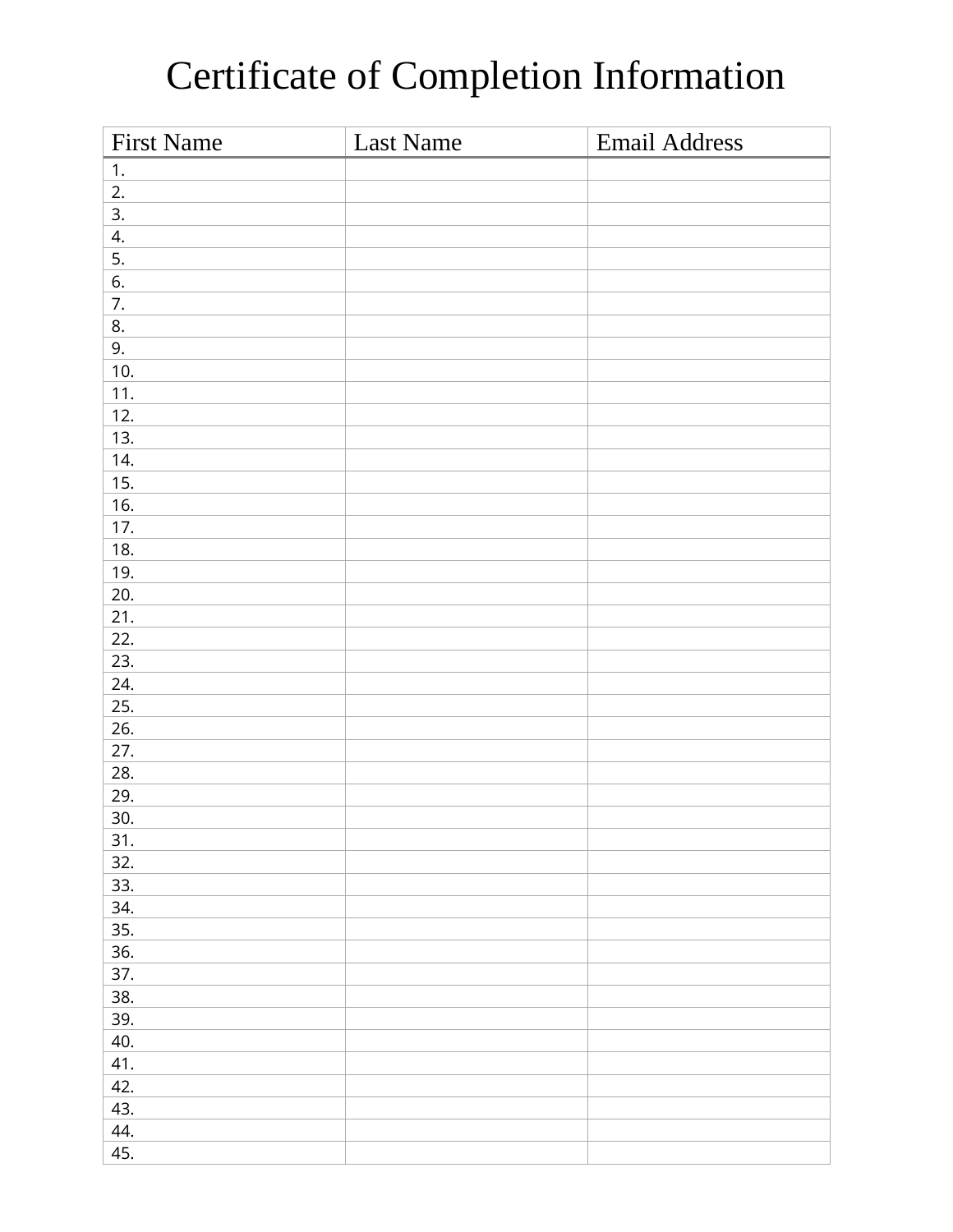# Certificate of Completion Information

| First Name | Last Name | Email Address |
|---|---|---|
| 1. | | |
| 2. | | |
| 3. | | |
| 4. | | |
| 5. | | |
| 6. | | |
| 7. | | |
| 8. | | |
| 9. | | |
| 10. | | |
| 11. | | |
| 12. | | |
| 13. | | |
| 14. | | |
| 15. | | |
| 16. | | |
| 17. | | |
| 18. | | |
| 19. | | |
| 20. | | |
| 21. | | |
| 22. | | |
| 23. | | |
| 24. | | |
| 25. | | |
| 26. | | |
| 27. | | |
| 28. | | |
| 29. | | |
| 30. | | |
| 31. | | |
| 32. | | |
| 33. | | |
| 34. | | |
| 35. | | |
| 36. | | |
| 37. | | |
| 38. | | |
| 39. | | |
| 40. | | |
| 41. | | |
| 42. | | |
| 43. | | |
| 44. | | |
| 45. | | |